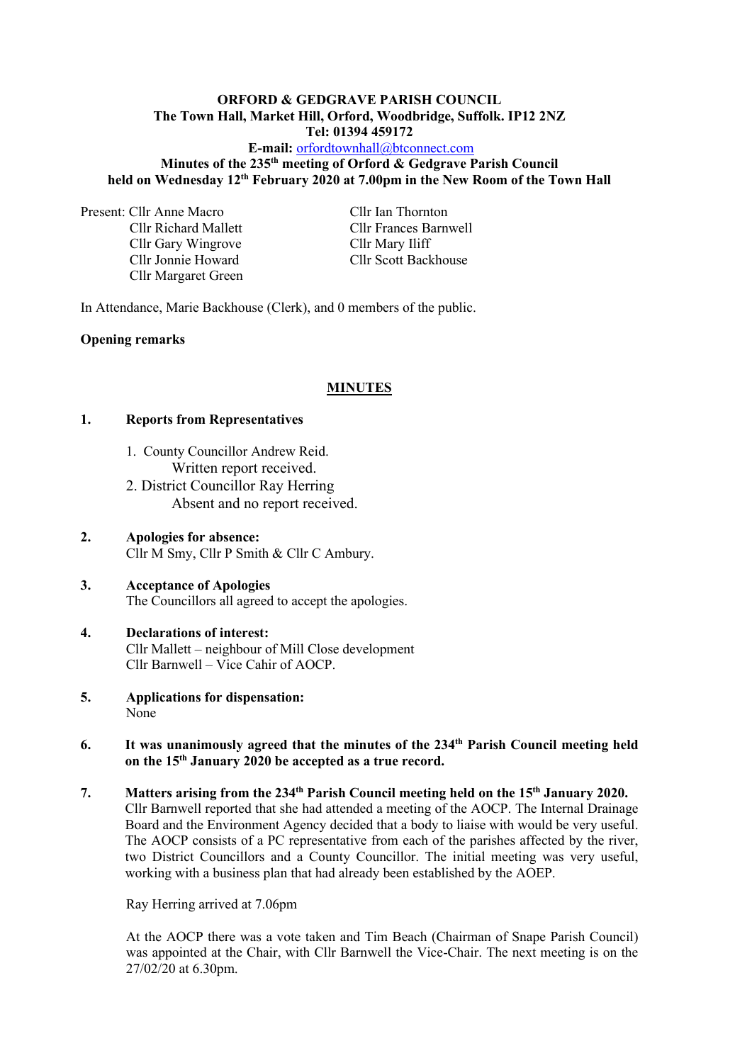**ORFORD & GEDGRAVE PARISH COUNCIL**
**The Town Hall, Market Hill, Orford, Woodbridge, Suffolk. IP12 2NZ**
**Tel: 01394 459172**
**E-mail:** orfordtownhall@btconnect.com
**Minutes of the 235th meeting of Orford & Gedgrave Parish Council held on Wednesday 12th February 2020 at 7.00pm in the New Room of the Town Hall**

Present: Cllr Anne Macro
Cllr Richard Mallett
Cllr Gary Wingrove
Cllr Jonnie Howard
Cllr Margaret Green
Cllr Ian Thornton
Cllr Frances Barnwell
Cllr Mary Iliff
Cllr Scott Backhouse

In Attendance, Marie Backhouse (Clerk), and 0 members of the public.

**Opening remarks**

## MINUTES

**1. Reports from Representatives**

1. County Councillor Andrew Reid.
   Written report received.
2. District Councillor Ray Herring
   Absent and no report received.

**2. Apologies for absence:**
Cllr M Smy, Cllr P Smith & Cllr C Ambury.

**3. Acceptance of Apologies**
The Councillors all agreed to accept the apologies.

**4. Declarations of interest:**
Cllr Mallett – neighbour of Mill Close development
Cllr Barnwell – Vice Cahir of AOCP.

**5. Applications for dispensation:**
None

**6. It was unanimously agreed that the minutes of the 234th Parish Council meeting held on the 15th January 2020 be accepted as a true record.**

**7. Matters arising from the 234th Parish Council meeting held on the 15th January 2020.**
Cllr Barnwell reported that she had attended a meeting of the AOCP. The Internal Drainage Board and the Environment Agency decided that a body to liaise with would be very useful. The AOCP consists of a PC representative from each of the parishes affected by the river, two District Councillors and a County Councillor. The initial meeting was very useful, working with a business plan that had already been established by the AOEP.

Ray Herring arrived at 7.06pm

At the AOCP there was a vote taken and Tim Beach (Chairman of Snape Parish Council) was appointed at the Chair, with Cllr Barnwell the Vice-Chair. The next meeting is on the 27/02/20 at 6.30pm.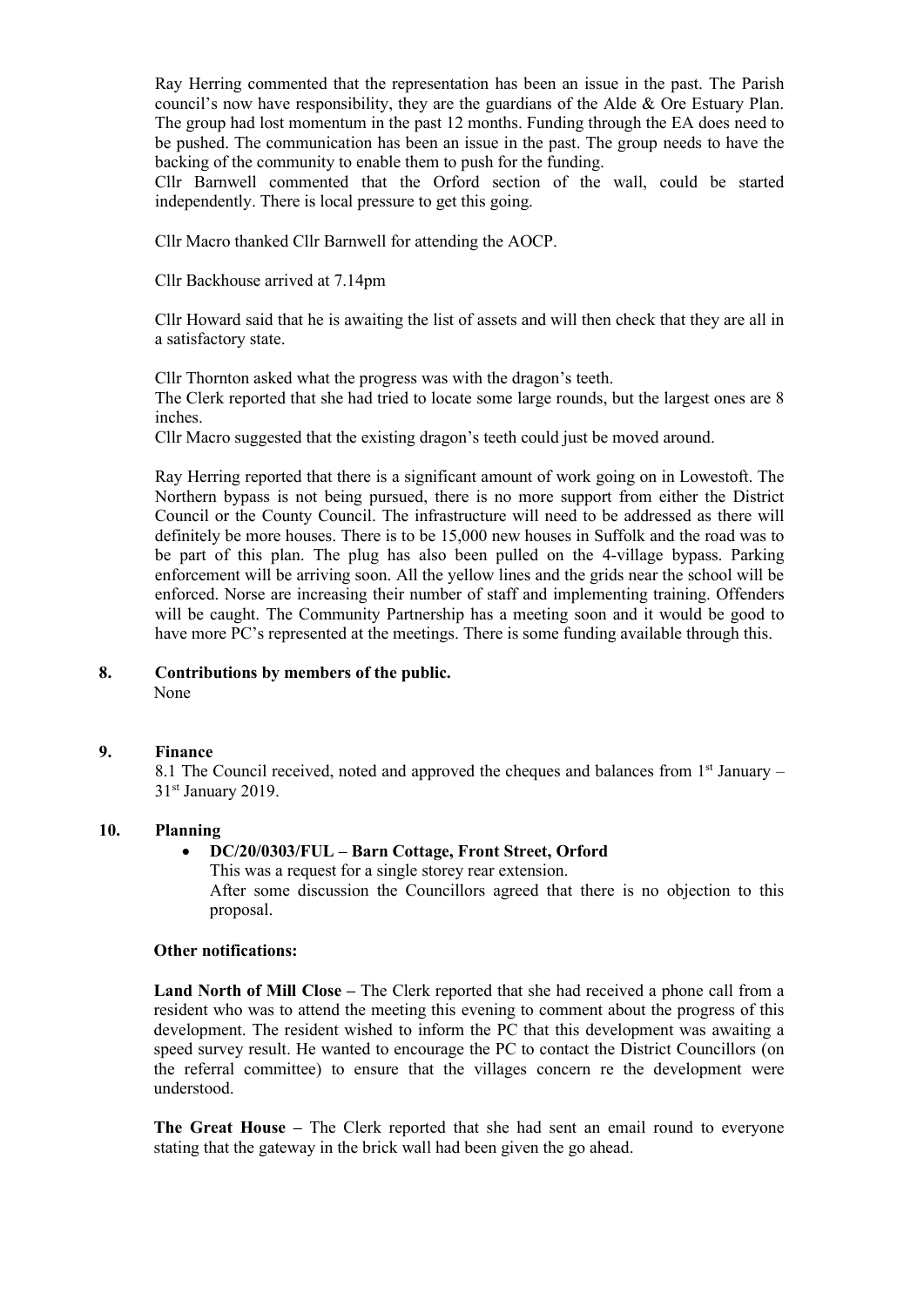Ray Herring commented that the representation has been an issue in the past. The Parish council's now have responsibility, they are the guardians of the Alde & Ore Estuary Plan. The group had lost momentum in the past 12 months. Funding through the EA does need to be pushed. The communication has been an issue in the past. The group needs to have the backing of the community to enable them to push for the funding.
Cllr Barnwell commented that the Orford section of the wall, could be started independently. There is local pressure to get this going.

Cllr Macro thanked Cllr Barnwell for attending the AOCP.

Cllr Backhouse arrived at 7.14pm

Cllr Howard said that he is awaiting the list of assets and will then check that they are all in a satisfactory state.

Cllr Thornton asked what the progress was with the dragon's teeth.
The Clerk reported that she had tried to locate some large rounds, but the largest ones are 8 inches.
Cllr Macro suggested that the existing dragon's teeth could just be moved around.

Ray Herring reported that there is a significant amount of work going on in Lowestoft. The Northern bypass is not being pursued, there is no more support from either the District Council or the County Council. The infrastructure will need to be addressed as there will definitely be more houses. There is to be 15,000 new houses in Suffolk and the road was to be part of this plan. The plug has also been pulled on the 4-village bypass. Parking enforcement will be arriving soon. All the yellow lines and the grids near the school will be enforced. Norse are increasing their number of staff and implementing training. Offenders will be caught. The Community Partnership has a meeting soon and it would be good to have more PC's represented at the meetings. There is some funding available through this.

## 8. Contributions by members of the public.

None

## 9. Finance

8.1 The Council received, noted and approved the cheques and balances from 1st January – 31st January 2019.

## 10. Planning

- **DC/20/0303/FUL – Barn Cottage, Front Street, Orford**
  This was a request for a single storey rear extension.
  After some discussion the Councillors agreed that there is no objection to this proposal.

**Other notifications:**

**Land North of Mill Close –** The Clerk reported that she had received a phone call from a resident who was to attend the meeting this evening to comment about the progress of this development. The resident wished to inform the PC that this development was awaiting a speed survey result. He wanted to encourage the PC to contact the District Councillors (on the referral committee) to ensure that the villages concern re the development were understood.

**The Great House –** The Clerk reported that she had sent an email round to everyone stating that the gateway in the brick wall had been given the go ahead.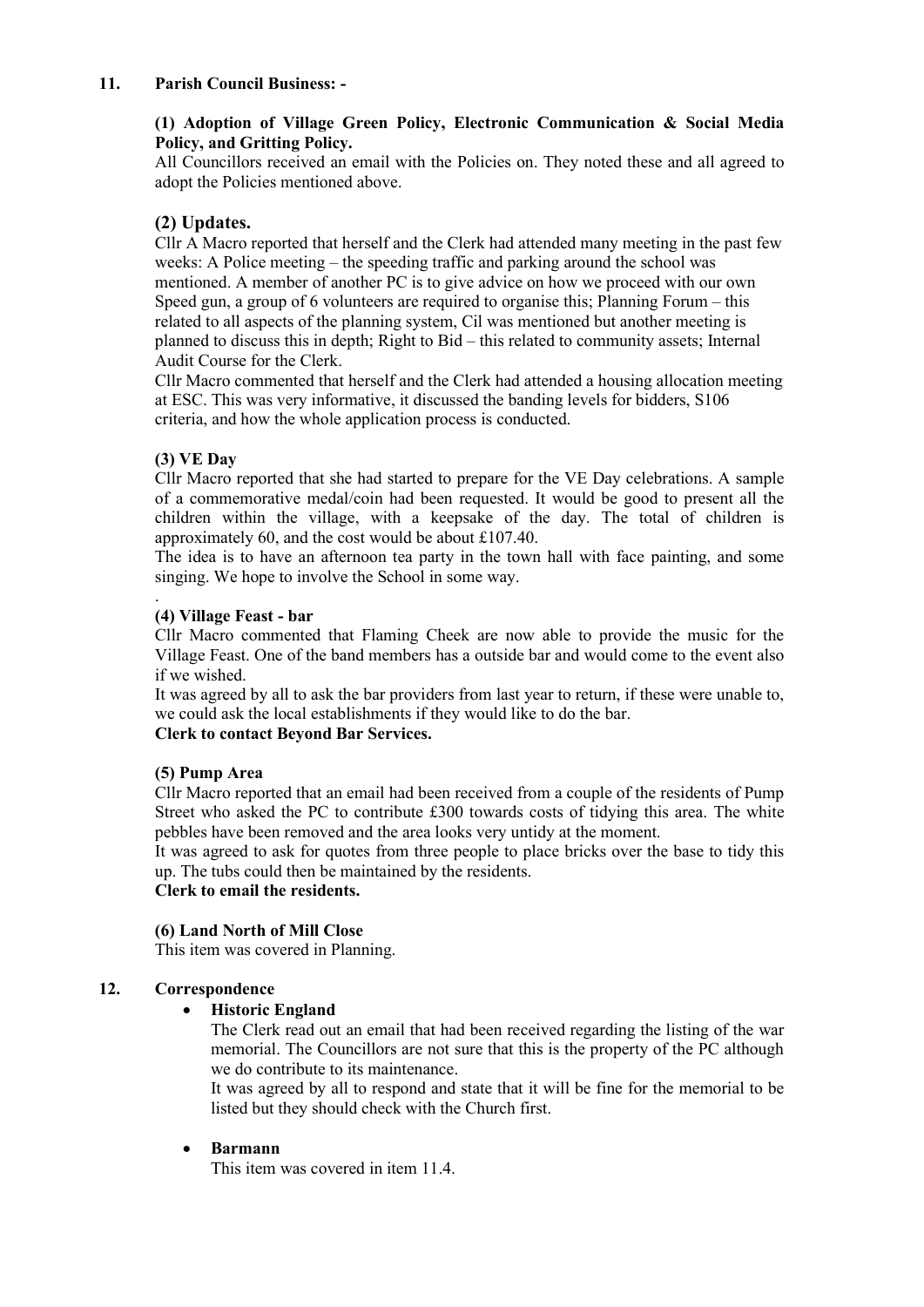## 11. Parish Council Business: -

### (1) Adoption of Village Green Policy, Electronic Communication & Social Media Policy, and Gritting Policy.

All Councillors received an email with the Policies on. They noted these and all agreed to adopt the Policies mentioned above.

### (2) Updates.

Cllr A Macro reported that herself and the Clerk had attended many meeting in the past few weeks: A Police meeting – the speeding traffic and parking around the school was mentioned. A member of another PC is to give advice on how we proceed with our own Speed gun, a group of 6 volunteers are required to organise this; Planning Forum – this related to all aspects of the planning system, Cil was mentioned but another meeting is planned to discuss this in depth; Right to Bid – this related to community assets; Internal Audit Course for the Clerk.

Cllr Macro commented that herself and the Clerk had attended a housing allocation meeting at ESC. This was very informative, it discussed the banding levels for bidders, S106 criteria, and how the whole application process is conducted.

### (3) VE Day

Cllr Macro reported that she had started to prepare for the VE Day celebrations. A sample of a commemorative medal/coin had been requested. It would be good to present all the children within the village, with a keepsake of the day. The total of children is approximately 60, and the cost would be about £107.40.

The idea is to have an afternoon tea party in the town hall with face painting, and some singing. We hope to involve the School in some way.

.

### (4) Village Feast - bar

Cllr Macro commented that Flaming Cheek are now able to provide the music for the Village Feast. One of the band members has a outside bar and would come to the event also if we wished.

It was agreed by all to ask the bar providers from last year to return, if these were unable to, we could ask the local establishments if they would like to do the bar.

**Clerk to contact Beyond Bar Services.**

### (5) Pump Area

Cllr Macro reported that an email had been received from a couple of the residents of Pump Street who asked the PC to contribute £300 towards costs of tidying this area. The white pebbles have been removed and the area looks very untidy at the moment.

It was agreed to ask for quotes from three people to place bricks over the base to tidy this up. The tubs could then be maintained by the residents.

**Clerk to email the residents.**

### (6) Land North of Mill Close

This item was covered in Planning.

## 12. Correspondence

- **Historic England**

  The Clerk read out an email that had been received regarding the listing of the war memorial. The Councillors are not sure that this is the property of the PC although we do contribute to its maintenance.

  It was agreed by all to respond and state that it will be fine for the memorial to be listed but they should check with the Church first.

- **Barmann**

  This item was covered in item 11.4.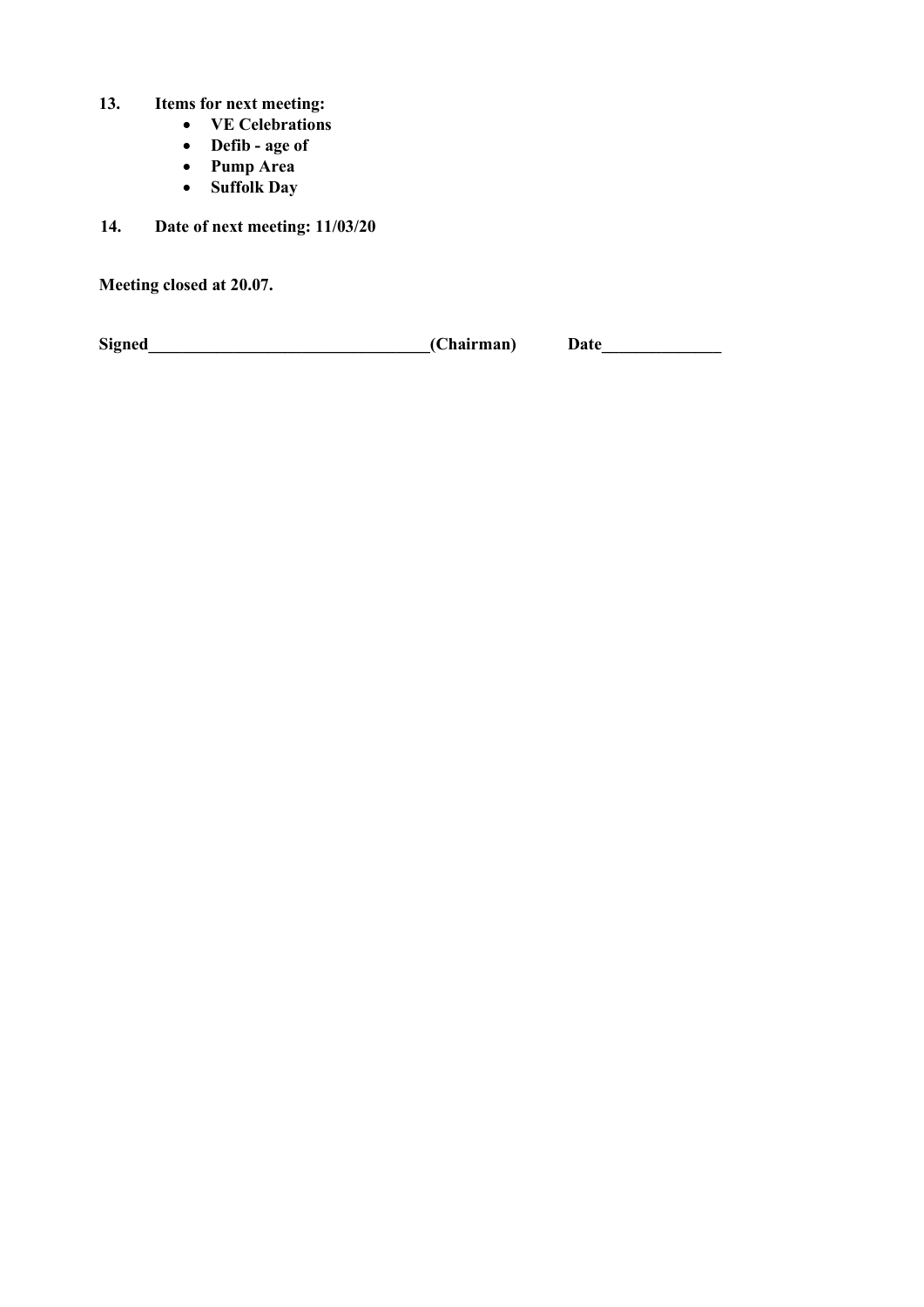**13. Items for next meeting:**

- **VE Celebrations**
- **Defib - age of**
- **Pump Area**
- **Suffolk Day**

**14. Date of next meeting: 11/03/20**

**Meeting closed at 20.07.**

**Signed________________________________(Chairman) Date_____________**